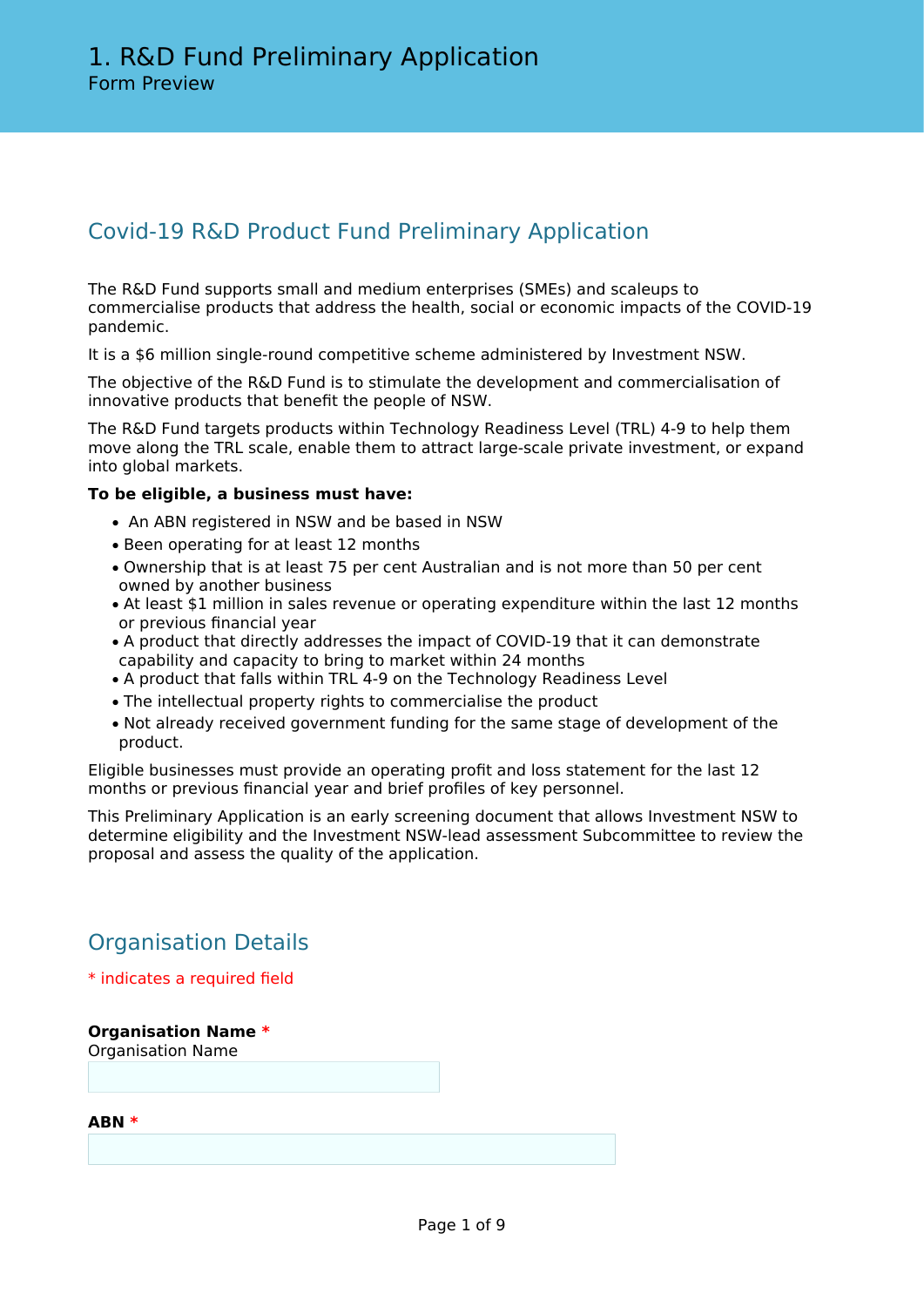# 1. R&D Fund Preliminary Application

Form Preview

## Covid-19 R&D Product Fund Preliminary Application

The R&D Fund supports small and medium enterprises (SMEs) and scaleups to commercialise products that address the health, social or economic impacts of the COVID-19 pandemic.

It is a $6 million single-round competitive scheme administered by Investment NSW.

The objective of the R&D Fund is to stimulate the development and commercialisation of innovative products that benefit the people of NSW.

The R&D Fund targets products within Technology Readiness Level (TRL) 4-9 to help them move along the TRL scale, enable them to attract large-scale private investment, or expand into global markets.

**To be eligible, a business must have:**

- An ABN registered in NSW and be based in NSW
- Been operating for at least 12 months
- Ownership that is at least 75 per cent Australian and is not more than 50 per cent owned by another business
- At least $1 million in sales revenue or operating expenditure within the last 12 months or previous financial year
- A product that directly addresses the impact of COVID-19 that it can demonstrate capability and capacity to bring to market within 24 months
- A product that falls within TRL 4-9 on the Technology Readiness Level
- The intellectual property rights to commercialise the product
- Not already received government funding for the same stage of development of the product.

Eligible businesses must provide an operating profit and loss statement for the last 12 months or previous financial year and brief profiles of key personnel.

This Preliminary Application is an early screening document that allows Investment NSW to determine eligibility and the Investment NSW-lead assessment Subcommittee to review the proposal and assess the quality of the application.

## Organisation Details

* indicates a required field

**Organisation Name** *
Organisation Name

**ABN** *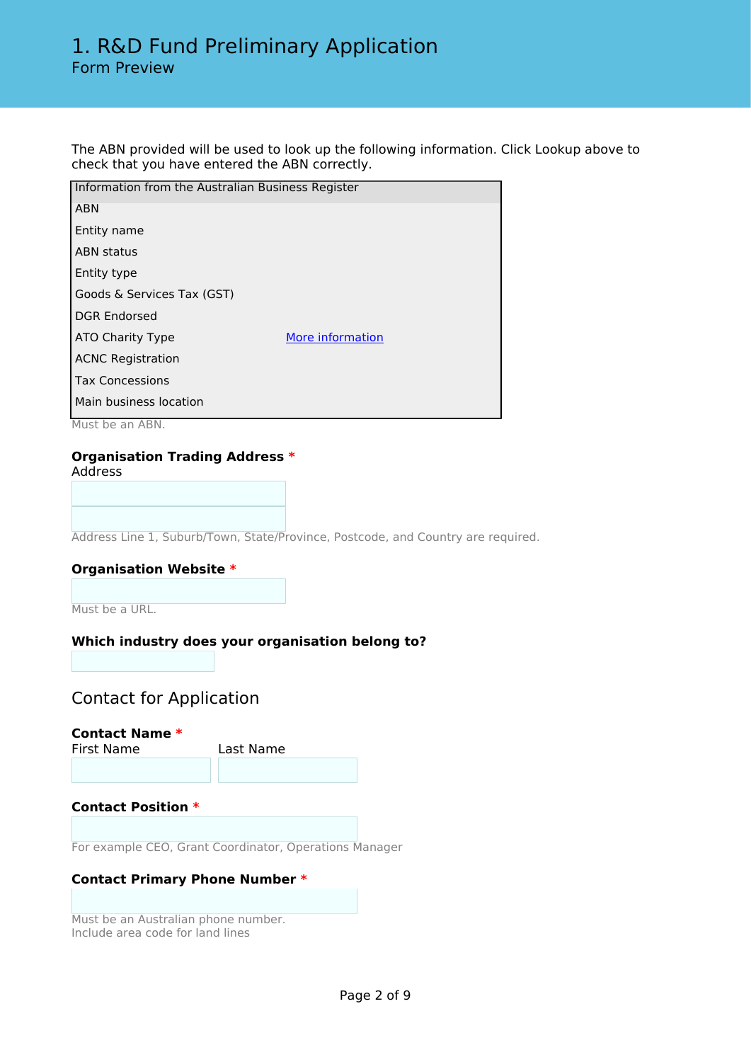# 1. R&D Fund Preliminary Application

Form Preview

The ABN provided will be used to look up the following information. Click Lookup above to check that you have entered the ABN correctly.

| Information from the Australian Business Register | |
|---|---|
| ABN | |
| Entity name | |
| ABN status | |
| Entity type | |
| Goods & Services Tax (GST) | |
| DGR Endorsed | |
| ATO Charity Type | More information |
| ACNC Registration | |
| Tax Concessions | |
| Main business location | |

Must be an ABN.

**Organisation Trading Address** *

Address

Address Line 1, Suburb/Town, State/Province, Postcode, and Country are required.

**Organisation Website** *

Must be a URL.

**Which industry does your organisation belong to?**

## Contact for Application

**Contact Name** *

First Name

Last Name

**Contact Position** *

For example CEO, Grant Coordinator, Operations Manager

**Contact Primary Phone Number** *

Must be an Australian phone number.
Include area code for land lines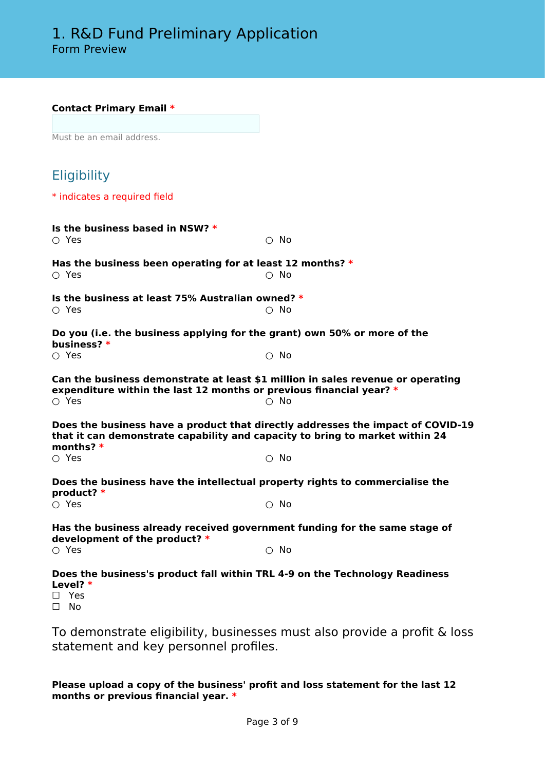# 1. R&D Fund Preliminary Application

Form Preview

**Contact Primary Email** *

Must be an email address.

## Eligibility

* indicates a required field

**Is the business based in NSW?** *

○ Yes ○ No

**Has the business been operating for at least 12 months?** *

○ Yes ○ No

**Is the business at least 75% Australian owned?** *

○ Yes ○ No

**Do you (i.e. the business applying for the grant) own 50% or more of the business?** *

○ Yes ○ No

**Can the business demonstrate at least $1 million in sales revenue or operating expenditure within the last 12 months or previous financial year?** *

○ Yes ○ No

**Does the business have a product that directly addresses the impact of COVID-19 that it can demonstrate capability and capacity to bring to market within 24 months?** *

○ Yes ○ No

**Does the business have the intellectual property rights to commercialise the product?** *

○ Yes ○ No

**Has the business already received government funding for the same stage of development of the product?** *

○ Yes ○ No

**Does the business's product fall within TRL 4-9 on the Technology Readiness Level?** *

☐ Yes
☐ No

To demonstrate eligibility, businesses must also provide a profit & loss statement and key personnel profiles.

**Please upload a copy of the business' profit and loss statement for the last 12 months or previous financial year.** *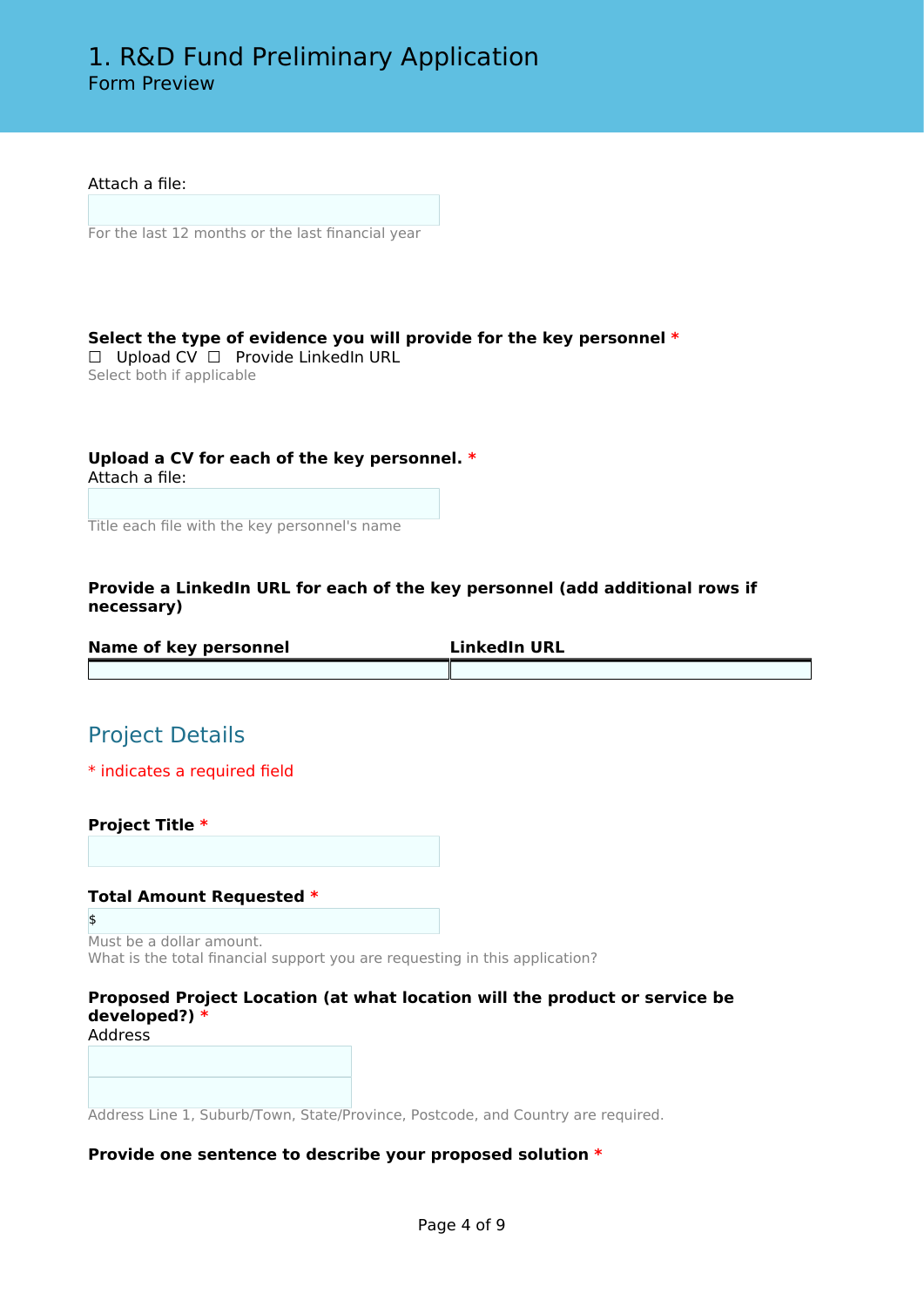# 1. R&D Fund Preliminary Application
Form Preview

Attach a file:

For the last 12 months or the last financial year

**Select the type of evidence you will provide for the key personnel** *

☐ Upload CV ☐ Provide LinkedIn URL

Select both if applicable

**Upload a CV for each of the key personnel.** *

Attach a file:

Title each file with the key personnel's name

**Provide a LinkedIn URL for each of the key personnel (add additional rows if necessary)**

| Name of key personnel | LinkedIn URL |
| --- | --- |
| | |

## Project Details

* indicates a required field

**Project Title** *

**Total Amount Requested** *

$

Must be a dollar amount.
What is the total financial support you are requesting in this application?

**Proposed Project Location (at what location will the product or service be developed?)** *

Address

Address Line 1, Suburb/Town, State/Province, Postcode, and Country are required.

**Provide one sentence to describe your proposed solution** *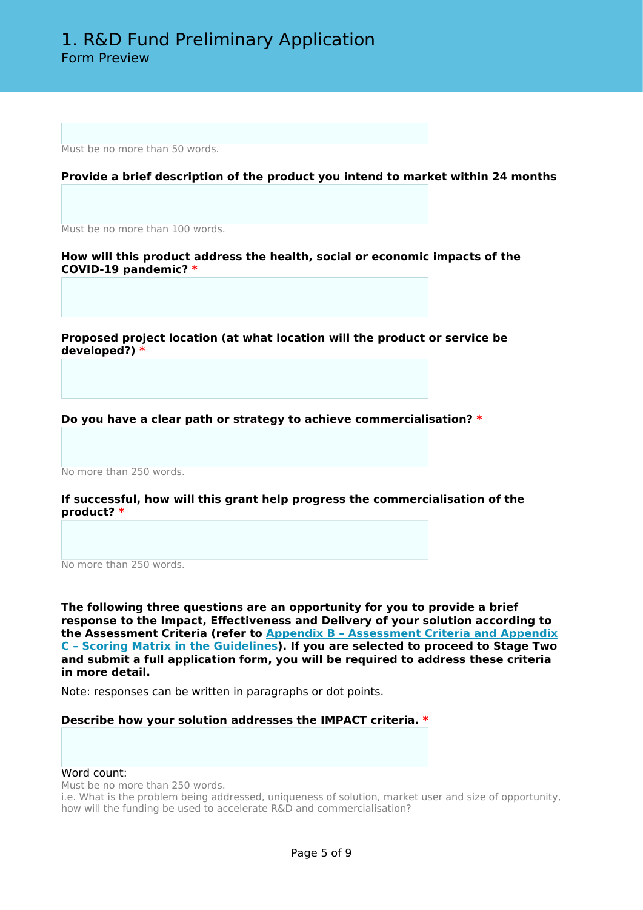Must be no more than 50 words.

**Provide a brief description of the product you intend to market within 24 months**

Must be no more than 100 words.

**How will this product address the health, social or economic impacts of the COVID-19 pandemic? \***

**Proposed project location (at what location will the product or service be developed?) \***

**Do you have a clear path or strategy to achieve commercialisation? \***

No more than 250 words.

**If successful, how will this grant help progress the commercialisation of the product? \***

No more than 250 words.

**The following three questions are an opportunity for you to provide a brief response to the Impact, Effectiveness and Delivery of your solution according to the Assessment Criteria (refer to Appendix B – Assessment Criteria and Appendix C – Scoring Matrix in the Guidelines). If you are selected to proceed to Stage Two and submit a full application form, you will be required to address these criteria in more detail.**

Note: responses can be written in paragraphs or dot points.

**Describe how your solution addresses the IMPACT criteria. \***

Word count:

Must be no more than 250 words.

i.e. What is the problem being addressed, uniqueness of solution, market user and size of opportunity, how will the funding be used to accelerate R&D and commercialisation?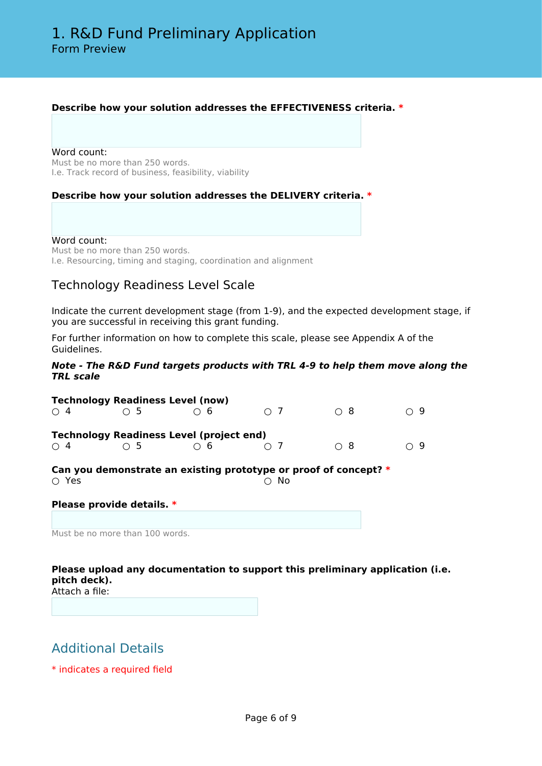# 1. R&D Fund Preliminary Application

Form Preview

**Describe how your solution addresses the EFFECTIVENESS criteria.** *

Word count:

Must be no more than 250 words.

I.e. Track record of business, feasibility, viability

**Describe how your solution addresses the DELIVERY criteria.** *

Word count:

Must be no more than 250 words.

I.e. Resourcing, timing and staging, coordination and alignment

## Technology Readiness Level Scale

Indicate the current development stage (from 1-9), and the expected development stage, if you are successful in receiving this grant funding.

For further information on how to complete this scale, please see Appendix A of the Guidelines.

***Note - The R&D Fund targets products with TRL 4-9 to help them move along the TRL scale***

**Technology Readiness Level (now)**

○ 4 ○ 5 ○ 6 ○ 7 ○ 8 ○ 9

**Technology Readiness Level (project end)**

○ 4 ○ 5 ○ 6 ○ 7 ○ 8 ○ 9

**Can you demonstrate an existing prototype or proof of concept?** *

○ Yes ○ No

**Please provide details.** *

Must be no more than 100 words.

**Please upload any documentation to support this preliminary application (i.e. pitch deck).**

Attach a file:

## Additional Details

* indicates a required field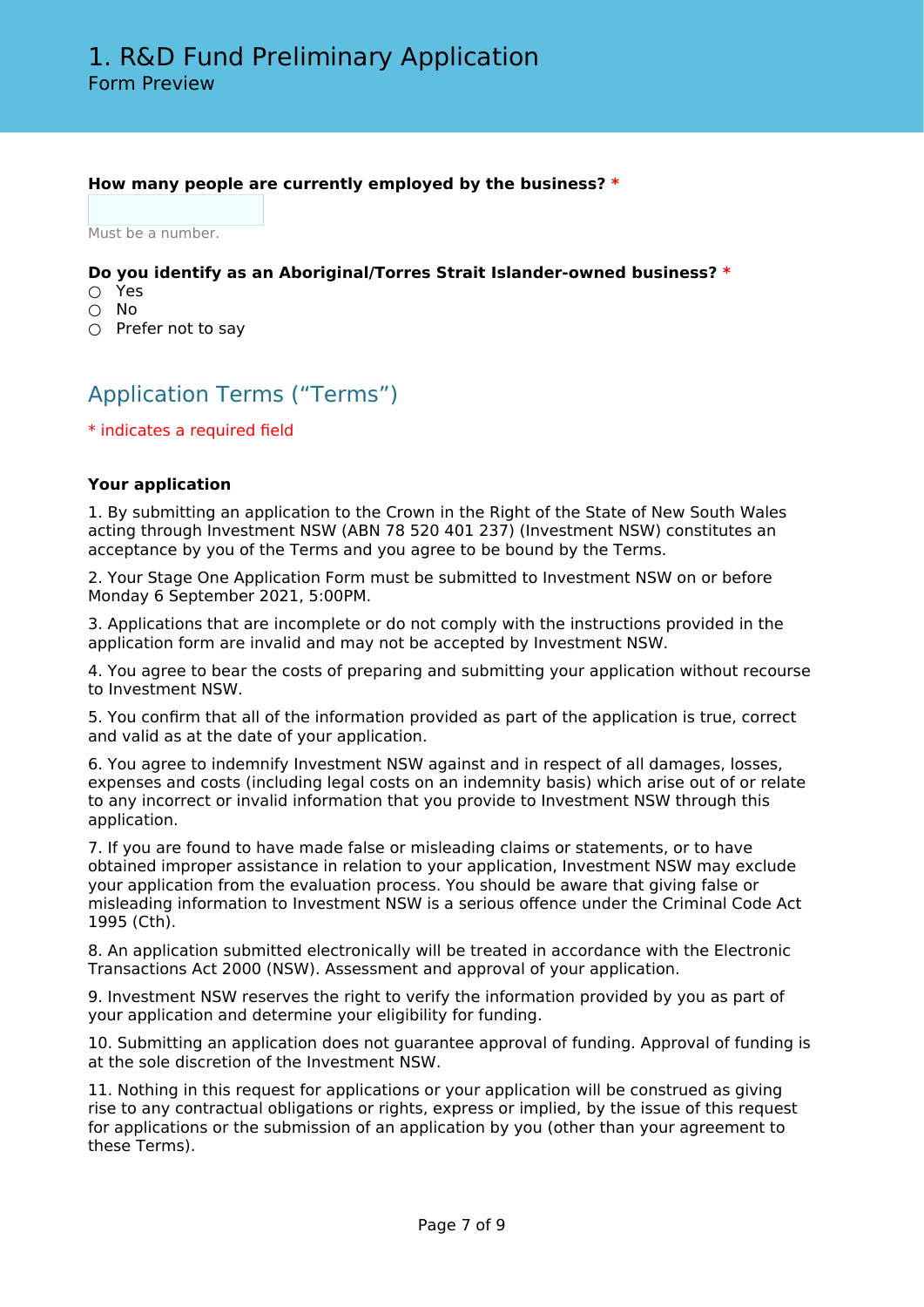**How many people are currently employed by the business?** *

Must be a number.

**Do you identify as an Aboriginal/Torres Strait Islander-owned business?** *

- ○ Yes
- ○ No
- ○ Prefer not to say

## Application Terms (“Terms”)

* indicates a required field

**Your application**

1. By submitting an application to the Crown in the Right of the State of New South Wales acting through Investment NSW (ABN 78 520 401 237) (Investment NSW) constitutes an acceptance by you of the Terms and you agree to be bound by the Terms.

2. Your Stage One Application Form must be submitted to Investment NSW on or before Monday 6 September 2021, 5:00PM.

3. Applications that are incomplete or do not comply with the instructions provided in the application form are invalid and may not be accepted by Investment NSW.

4. You agree to bear the costs of preparing and submitting your application without recourse to Investment NSW.

5. You confirm that all of the information provided as part of the application is true, correct and valid as at the date of your application.

6. You agree to indemnify Investment NSW against and in respect of all damages, losses, expenses and costs (including legal costs on an indemnity basis) which arise out of or relate to any incorrect or invalid information that you provide to Investment NSW through this application.

7. If you are found to have made false or misleading claims or statements, or to have obtained improper assistance in relation to your application, Investment NSW may exclude your application from the evaluation process. You should be aware that giving false or misleading information to Investment NSW is a serious offence under the Criminal Code Act 1995 (Cth).

8. An application submitted electronically will be treated in accordance with the Electronic Transactions Act 2000 (NSW). Assessment and approval of your application.

9. Investment NSW reserves the right to verify the information provided by you as part of your application and determine your eligibility for funding.

10. Submitting an application does not guarantee approval of funding. Approval of funding is at the sole discretion of the Investment NSW.

11. Nothing in this request for applications or your application will be construed as giving rise to any contractual obligations or rights, express or implied, by the issue of this request for applications or the submission of an application by you (other than your agreement to these Terms).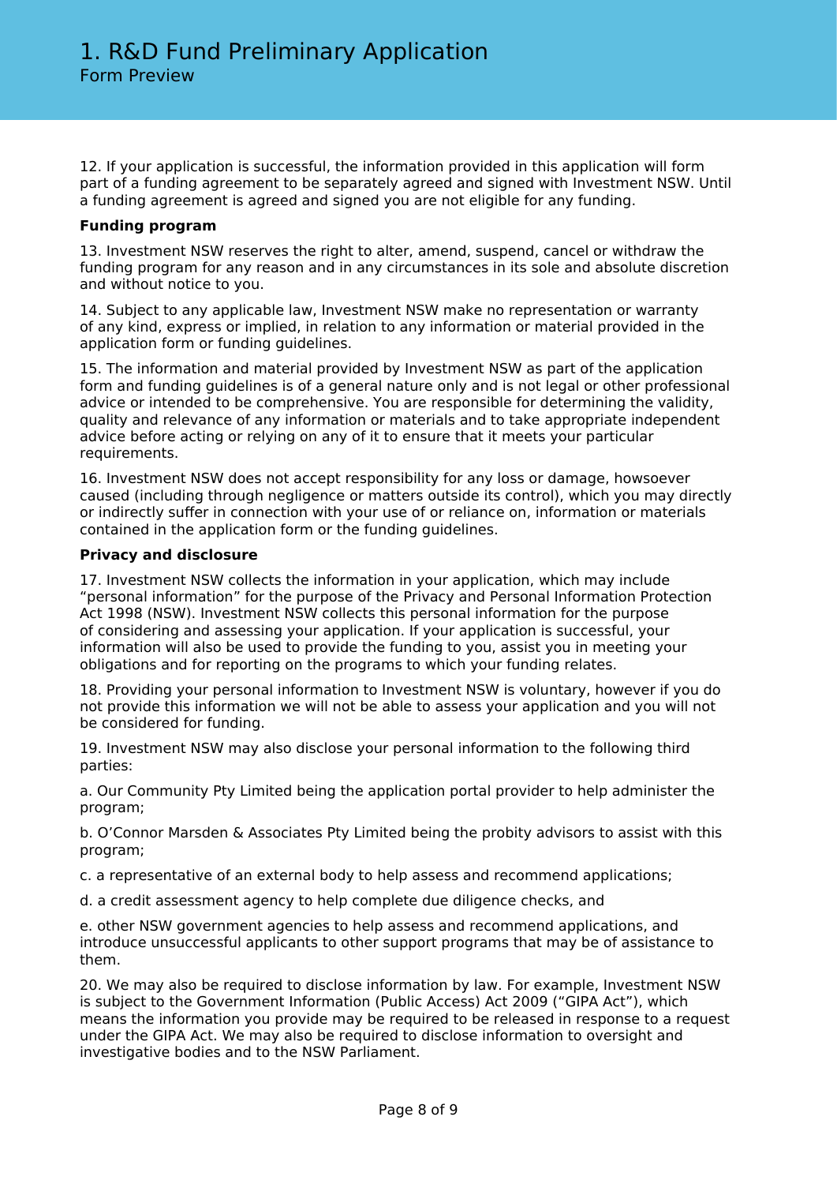12. If your application is successful, the information provided in this application will form part of a funding agreement to be separately agreed and signed with Investment NSW. Until a funding agreement is agreed and signed you are not eligible for any funding.

**Funding program**

13. Investment NSW reserves the right to alter, amend, suspend, cancel or withdraw the funding program for any reason and in any circumstances in its sole and absolute discretion and without notice to you.

14. Subject to any applicable law, Investment NSW make no representation or warranty of any kind, express or implied, in relation to any information or material provided in the application form or funding guidelines.

15. The information and material provided by Investment NSW as part of the application form and funding guidelines is of a general nature only and is not legal or other professional advice or intended to be comprehensive. You are responsible for determining the validity, quality and relevance of any information or materials and to take appropriate independent advice before acting or relying on any of it to ensure that it meets your particular requirements.

16. Investment NSW does not accept responsibility for any loss or damage, howsoever caused (including through negligence or matters outside its control), which you may directly or indirectly suffer in connection with your use of or reliance on, information or materials contained in the application form or the funding guidelines.

**Privacy and disclosure**

17. Investment NSW collects the information in your application, which may include “personal information” for the purpose of the Privacy and Personal Information Protection Act 1998 (NSW). Investment NSW collects this personal information for the purpose of considering and assessing your application. If your application is successful, your information will also be used to provide the funding to you, assist you in meeting your obligations and for reporting on the programs to which your funding relates.

18. Providing your personal information to Investment NSW is voluntary, however if you do not provide this information we will not be able to assess your application and you will not be considered for funding.

19. Investment NSW may also disclose your personal information to the following third parties:

a. Our Community Pty Limited being the application portal provider to help administer the program;

b. O’Connor Marsden & Associates Pty Limited being the probity advisors to assist with this program;

c. a representative of an external body to help assess and recommend applications;

d. a credit assessment agency to help complete due diligence checks, and

e. other NSW government agencies to help assess and recommend applications, and introduce unsuccessful applicants to other support programs that may be of assistance to them.

20. We may also be required to disclose information by law. For example, Investment NSW is subject to the Government Information (Public Access) Act 2009 (“GIPA Act”), which means the information you provide may be required to be released in response to a request under the GIPA Act. We may also be required to disclose information to oversight and investigative bodies and to the NSW Parliament.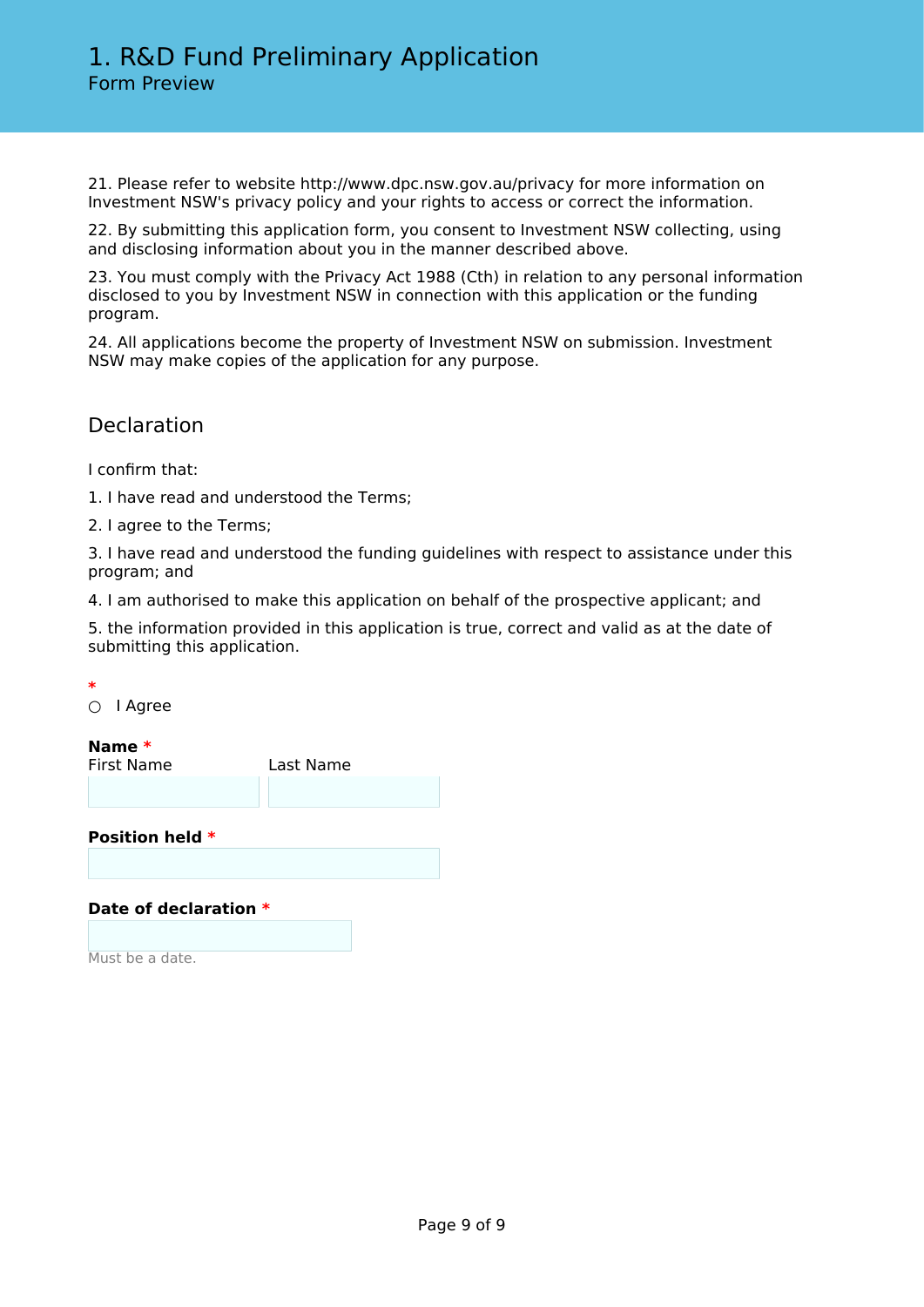# 1. R&D Fund Preliminary Application
Form Preview

21. Please refer to website http://www.dpc.nsw.gov.au/privacy for more information on Investment NSW's privacy policy and your rights to access or correct the information.

22. By submitting this application form, you consent to Investment NSW collecting, using and disclosing information about you in the manner described above.

23. You must comply with the Privacy Act 1988 (Cth) in relation to any personal information disclosed to you by Investment NSW in connection with this application or the funding program.

24. All applications become the property of Investment NSW on submission. Investment NSW may make copies of the application for any purpose.

## Declaration

I confirm that:

1. I have read and understood the Terms;

2. I agree to the Terms;

3. I have read and understood the funding guidelines with respect to assistance under this program; and

4. I am authorised to make this application on behalf of the prospective applicant; and

5. the information provided in this application is true, correct and valid as at the date of submitting this application.

*

○ I Agree

**Name** *

First Name | Last Name

**Position held** *

**Date of declaration** *

Must be a date.